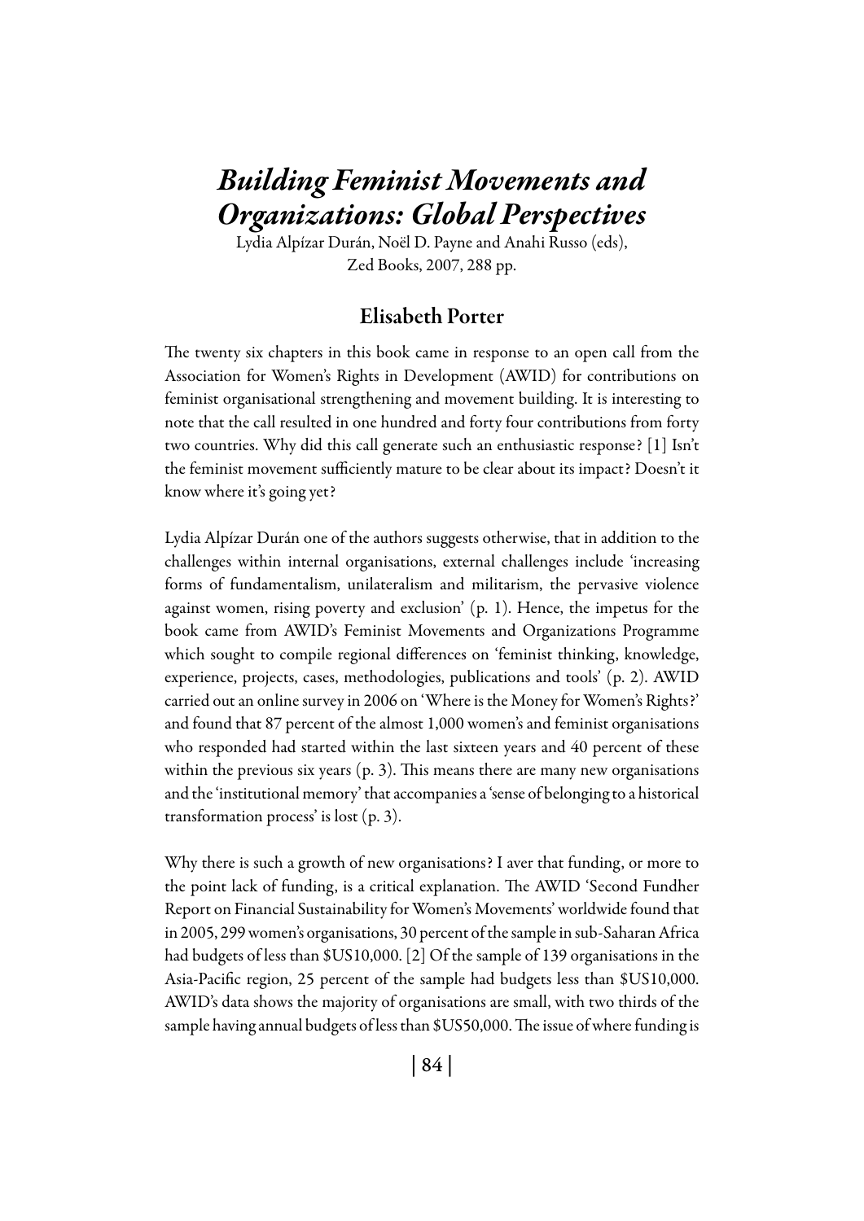# *Building Feminist Movements and Organizations: Global Perspectives*

Lydia Alpízar Durán, Noël D. Payne and Anahi Russo (eds), Zed Books, 2007, 288 pp.

## Elisabeth Porter

The twenty six chapters in this book came in response to an open call from the Association for Women's Rights in Development (AWID) for contributions on feminist organisational strengthening and movement building. It is interesting to note that the call resulted in one hundred and forty four contributions from forty two countries. Why did this call generate such an enthusiastic response? [1] Isn't the feminist movement sufficiently mature to be clear about its impact? Doesn't it know where it's going yet?

Lydia Alpízar Durán one of the authors suggests otherwise, that in addition to the challenges within internal organisations, external challenges include 'increasing forms of fundamentalism, unilateralism and militarism, the pervasive violence against women, rising poverty and exclusion' (p. 1). Hence, the impetus for the book came from AWID's Feminist Movements and Organizations Programme which sought to compile regional differences on 'feminist thinking, knowledge, experience, projects, cases, methodologies, publications and tools' (p. 2). AWID carried out an online survey in 2006 on 'Where is the Money for Women's Rights?' and found that 87 percent of the almost 1,000 women's and feminist organisations who responded had started within the last sixteen years and 40 percent of these within the previous six years (p. 3). This means there are many new organisations and the 'institutional memory' that accompanies a 'sense of belonging to a historical transformation process' is lost (p. 3).

Why there is such a growth of new organisations? I aver that funding, or more to the point lack of funding, is a critical explanation. The AWID 'Second Fundher Report on Financial Sustainability for Women's Movements' worldwide found that in 2005, 299 women's organisations, 30 percent of the sample in sub-Saharan Africa had budgets of less than $US10,000. [2] Of the sample of 139 organisations in the Asia-Pacific region, 25 percent of the sample had budgets less than $US10,000. AWID's data shows the majority of organisations are small, with two thirds of the sample having annual budgets of less than $US50,000. The issue of where funding is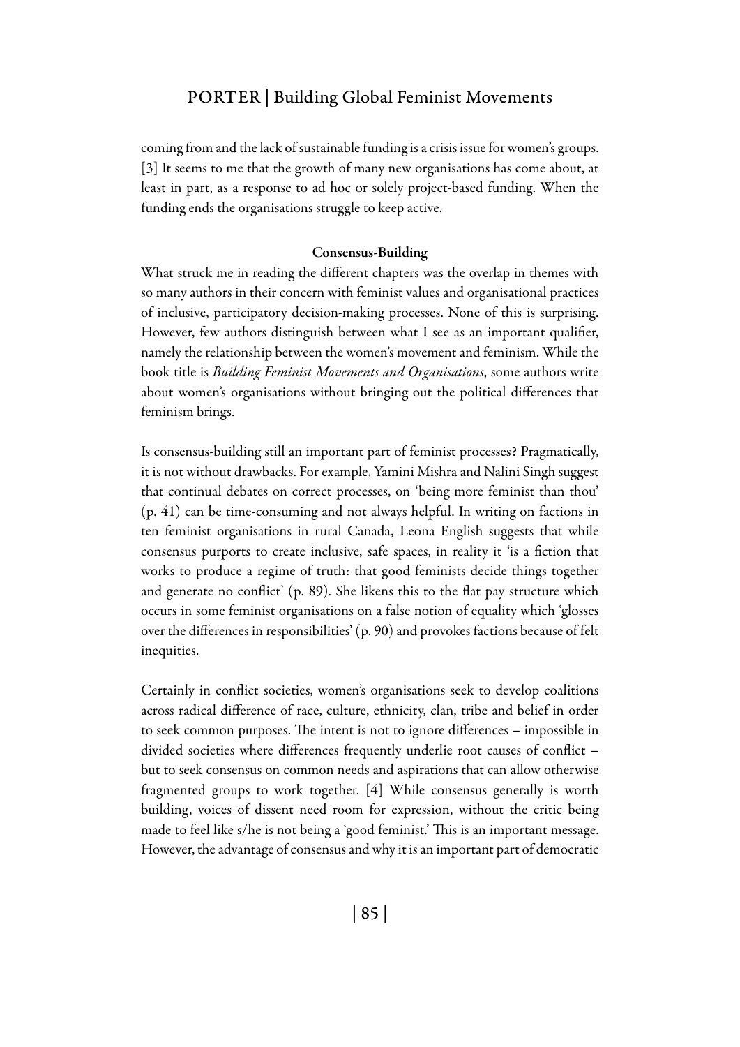coming from and the lack of sustainable funding is a crisis issue for women's groups. [3] It seems to me that the growth of many new organisations has come about, at least in part, as a response to ad hoc or solely project-based funding. When the funding ends the organisations struggle to keep active.

### Consensus-Building

What struck me in reading the different chapters was the overlap in themes with so many authors in their concern with feminist values and organisational practices of inclusive, participatory decision-making processes. None of this is surprising. However, few authors distinguish between what I see as an important qualifier, namely the relationship between the women's movement and feminism. While the book title is *Building Feminist Movements and Organisations*, some authors write about women's organisations without bringing out the political differences that feminism brings.

Is consensus-building still an important part of feminist processes? Pragmatically, it is not without drawbacks. For example, Yamini Mishra and Nalini Singh suggest that continual debates on correct processes, on 'being more feminist than thou' (p. 41) can be time-consuming and not always helpful. In writing on factions in ten feminist organisations in rural Canada, Leona English suggests that while consensus purports to create inclusive, safe spaces, in reality it 'is a fiction that works to produce a regime of truth: that good feminists decide things together and generate no conflict' (p. 89). She likens this to the flat pay structure which occurs in some feminist organisations on a false notion of equality which 'glosses over the differences in responsibilities' (p. 90) and provokes factions because of felt inequities.

Certainly in conflict societies, women's organisations seek to develop coalitions across radical difference of race, culture, ethnicity, clan, tribe and belief in order to seek common purposes. The intent is not to ignore differences – impossible in divided societies where differences frequently underlie root causes of conflict – but to seek consensus on common needs and aspirations that can allow otherwise fragmented groups to work together. [4] While consensus generally is worth building, voices of dissent need room for expression, without the critic being made to feel like s/he is not being a 'good feminist.' This is an important message. However, the advantage of consensus and why it is an important part of democratic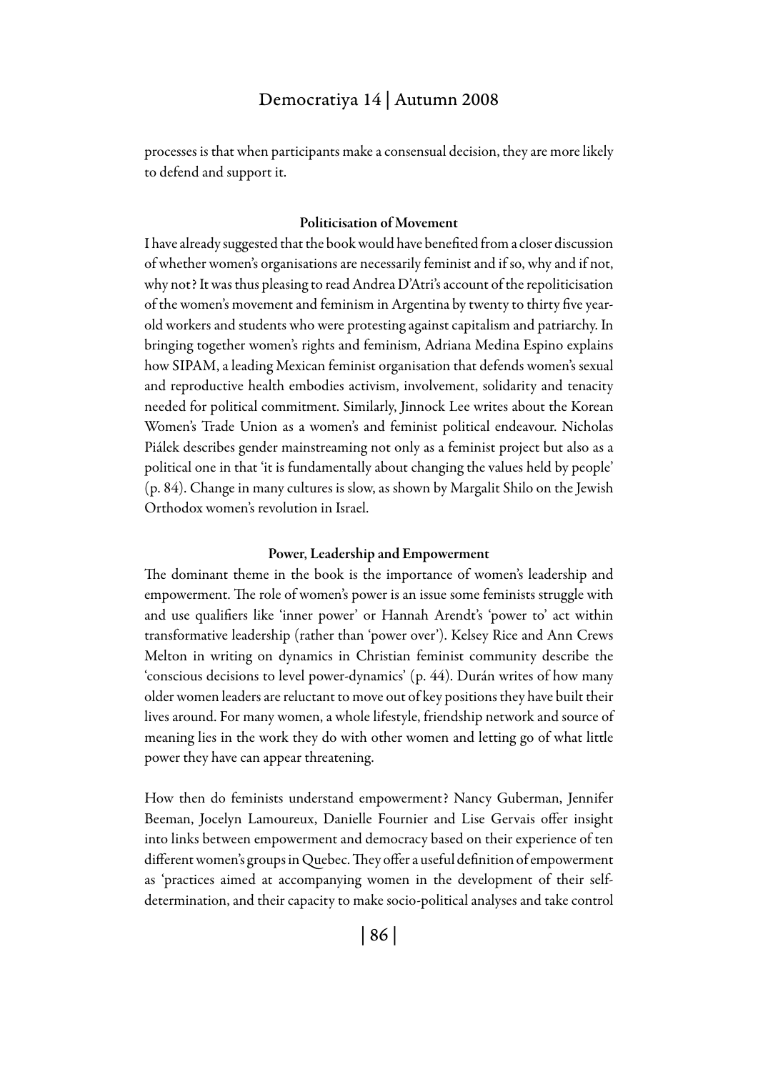processes is that when participants make a consensual decision, they are more likely to defend and support it.

### Politicisation of Movement

I have already suggested that the book would have benefited from a closer discussion of whether women's organisations are necessarily feminist and if so, why and if not, why not? It was thus pleasing to read Andrea D'Atri's account of the repoliticisation of the women's movement and feminism in Argentina by twenty to thirty five year-old workers and students who were protesting against capitalism and patriarchy. In bringing together women's rights and feminism, Adriana Medina Espino explains how SIPAM, a leading Mexican feminist organisation that defends women's sexual and reproductive health embodies activism, involvement, solidarity and tenacity needed for political commitment. Similarly, Jinnock Lee writes about the Korean Women's Trade Union as a women's and feminist political endeavour. Nicholas Piálek describes gender mainstreaming not only as a feminist project but also as a political one in that 'it is fundamentally about changing the values held by people' (p. 84). Change in many cultures is slow, as shown by Margalit Shilo on the Jewish Orthodox women's revolution in Israel.

### Power, Leadership and Empowerment

The dominant theme in the book is the importance of women's leadership and empowerment. The role of women's power is an issue some feminists struggle with and use qualifiers like 'inner power' or Hannah Arendt's 'power to' act within transformative leadership (rather than 'power over'). Kelsey Rice and Ann Crews Melton in writing on dynamics in Christian feminist community describe the 'conscious decisions to level power-dynamics' (p. 44). Durán writes of how many older women leaders are reluctant to move out of key positions they have built their lives around. For many women, a whole lifestyle, friendship network and source of meaning lies in the work they do with other women and letting go of what little power they have can appear threatening.

How then do feminists understand empowerment? Nancy Guberman, Jennifer Beeman, Jocelyn Lamoureux, Danielle Fournier and Lise Gervais offer insight into links between empowerment and democracy based on their experience of ten different women's groups in Quebec. They offer a useful definition of empowerment as 'practices aimed at accompanying women in the development of their self-determination, and their capacity to make socio-political analyses and take control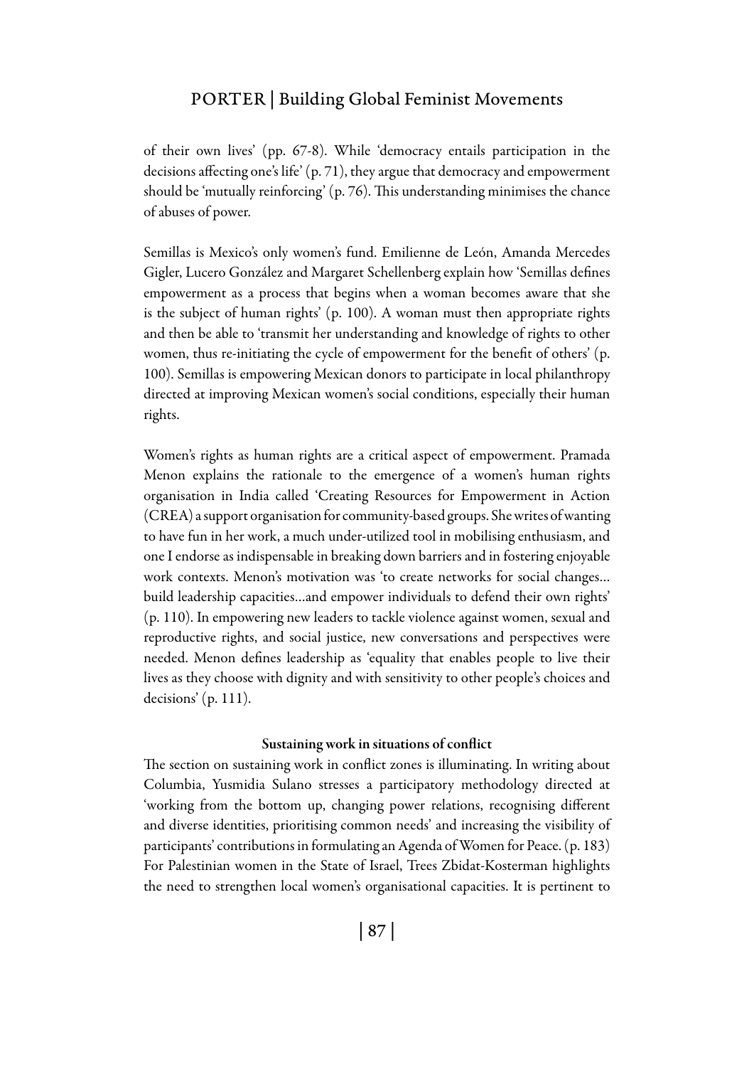of their own lives' (pp. 67-8). While 'democracy entails participation in the decisions affecting one's life' (p. 71), they argue that democracy and empowerment should be 'mutually reinforcing' (p. 76). This understanding minimises the chance of abuses of power.

Semillas is Mexico's only women's fund. Emilienne de León, Amanda Mercedes Gigler, Lucero González and Margaret Schellenberg explain how 'Semillas defines empowerment as a process that begins when a woman becomes aware that she is the subject of human rights' (p. 100). A woman must then appropriate rights and then be able to 'transmit her understanding and knowledge of rights to other women, thus re-initiating the cycle of empowerment for the benefit of others' (p. 100). Semillas is empowering Mexican donors to participate in local philanthropy directed at improving Mexican women's social conditions, especially their human rights.

Women's rights as human rights are a critical aspect of empowerment. Pramada Menon explains the rationale to the emergence of a women's human rights organisation in India called 'Creating Resources for Empowerment in Action (CREA) a support organisation for community-based groups. She writes of wanting to have fun in her work, a much under-utilized tool in mobilising enthusiasm, and one I endorse as indispensable in breaking down barriers and in fostering enjoyable work contexts. Menon's motivation was 'to create networks for social changes… build leadership capacities…and empower individuals to defend their own rights' (p. 110). In empowering new leaders to tackle violence against women, sexual and reproductive rights, and social justice, new conversations and perspectives were needed. Menon defines leadership as 'equality that enables people to live their lives as they choose with dignity and with sensitivity to other people's choices and decisions' (p. 111).

### Sustaining work in situations of conflict

The section on sustaining work in conflict zones is illuminating. In writing about Columbia, Yusmidia Sulano stresses a participatory methodology directed at 'working from the bottom up, changing power relations, recognising different and diverse identities, prioritising common needs' and increasing the visibility of participants' contributions in formulating an Agenda of Women for Peace. (p. 183) For Palestinian women in the State of Israel, Trees Zbidat-Kosterman highlights the need to strengthen local women's organisational capacities. It is pertinent to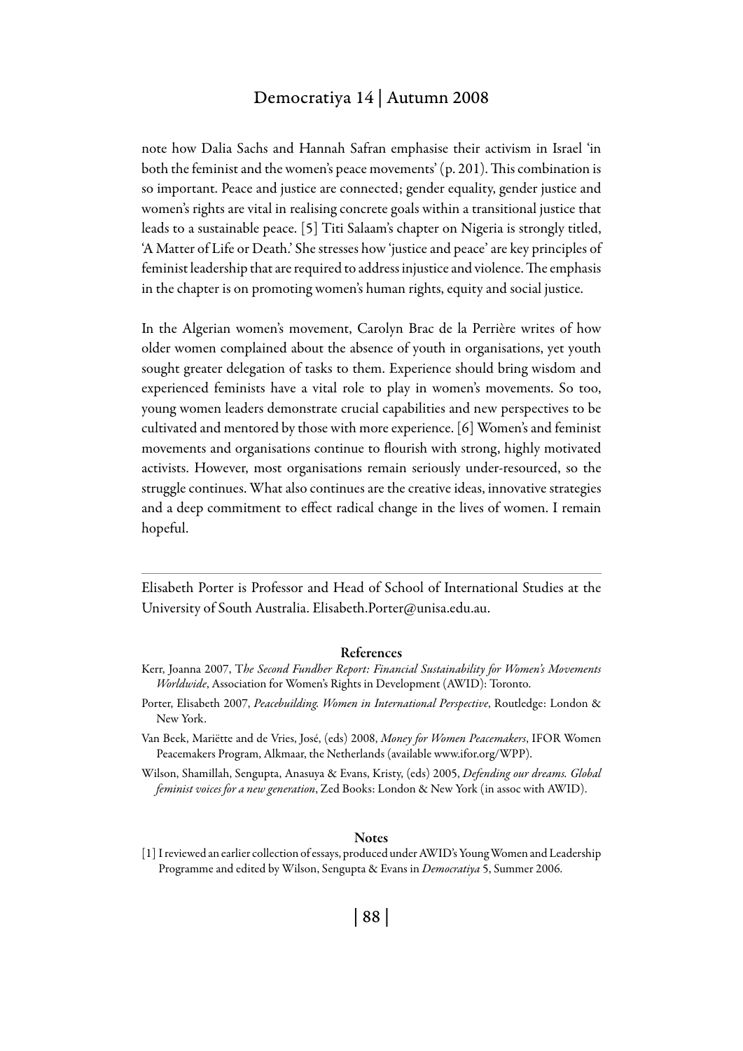note how Dalia Sachs and Hannah Safran emphasise their activism in Israel 'in both the feminist and the women's peace movements' (p. 201). This combination is so important. Peace and justice are connected; gender equality, gender justice and women's rights are vital in realising concrete goals within a transitional justice that leads to a sustainable peace. [5] Titi Salaam's chapter on Nigeria is strongly titled, 'A Matter of Life or Death.' She stresses how 'justice and peace' are key principles of feminist leadership that are required to address injustice and violence. The emphasis in the chapter is on promoting women's human rights, equity and social justice.

In the Algerian women's movement, Carolyn Brac de la Perrière writes of how older women complained about the absence of youth in organisations, yet youth sought greater delegation of tasks to them. Experience should bring wisdom and experienced feminists have a vital role to play in women's movements. So too, young women leaders demonstrate crucial capabilities and new perspectives to be cultivated and mentored by those with more experience. [6] Women's and feminist movements and organisations continue to flourish with strong, highly motivated activists. However, most organisations remain seriously under-resourced, so the struggle continues. What also continues are the creative ideas, innovative strategies and a deep commitment to effect radical change in the lives of women. I remain hopeful.

---

Elisabeth Porter is Professor and Head of School of International Studies at the University of South Australia. Elisabeth.Porter@unisa.edu.au.

### References

Kerr, Joanna 2007, T*he Second Fundher Report: Financial Sustainability for Women's Movements Worldwide*, Association for Women's Rights in Development (AWID): Toronto.

Porter, Elisabeth 2007, *Peacebuilding. Women in International Perspective*, Routledge: London & New York.

Van Beek, Mariëtte and de Vries, José, (eds) 2008, *Money for Women Peacemakers*, IFOR Women Peacemakers Program, Alkmaar, the Netherlands (available www.ifor.org/WPP).

Wilson, Shamillah, Sengupta, Anasuya & Evans, Kristy, (eds) 2005, *Defending our dreams. Global feminist voices for a new generation*, Zed Books: London & New York (in assoc with AWID).

### Notes

[1] I reviewed an earlier collection of essays, produced under AWID's Young Women and Leadership Programme and edited by Wilson, Sengupta & Evans in *Democratiya* 5, Summer 2006.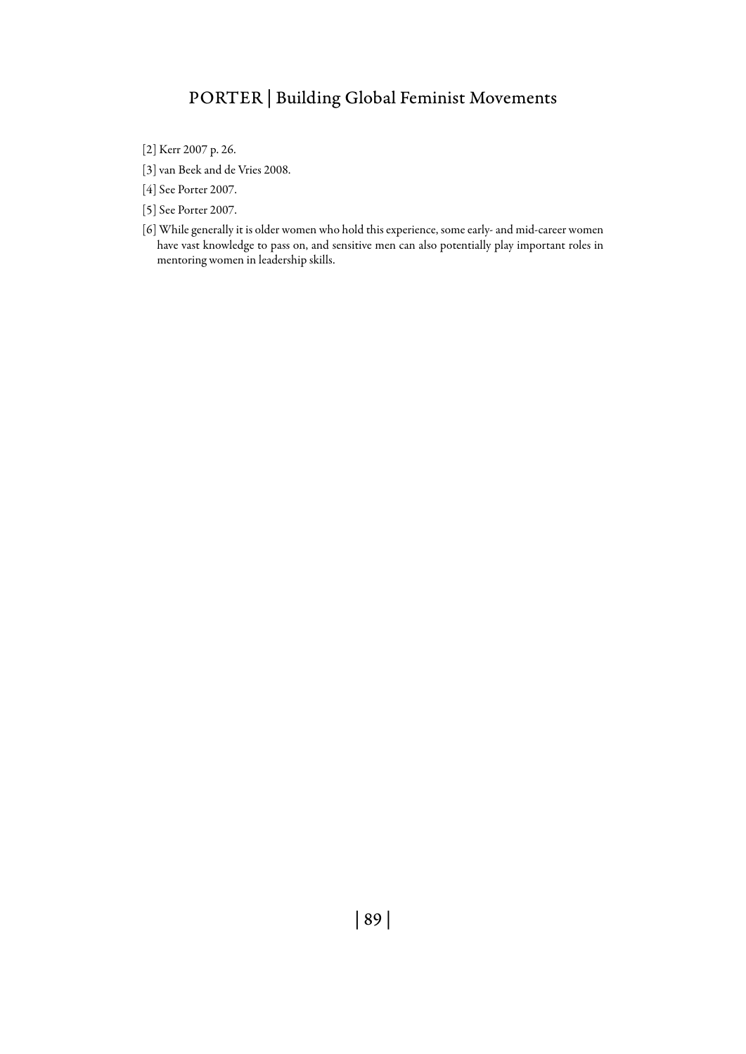[2] Kerr 2007 p. 26.

[3] van Beek and de Vries 2008.

[4] See Porter 2007.

[5] See Porter 2007.

[6] While generally it is older women who hold this experience, some early- and mid-career women have vast knowledge to pass on, and sensitive men can also potentially play important roles in mentoring women in leadership skills.